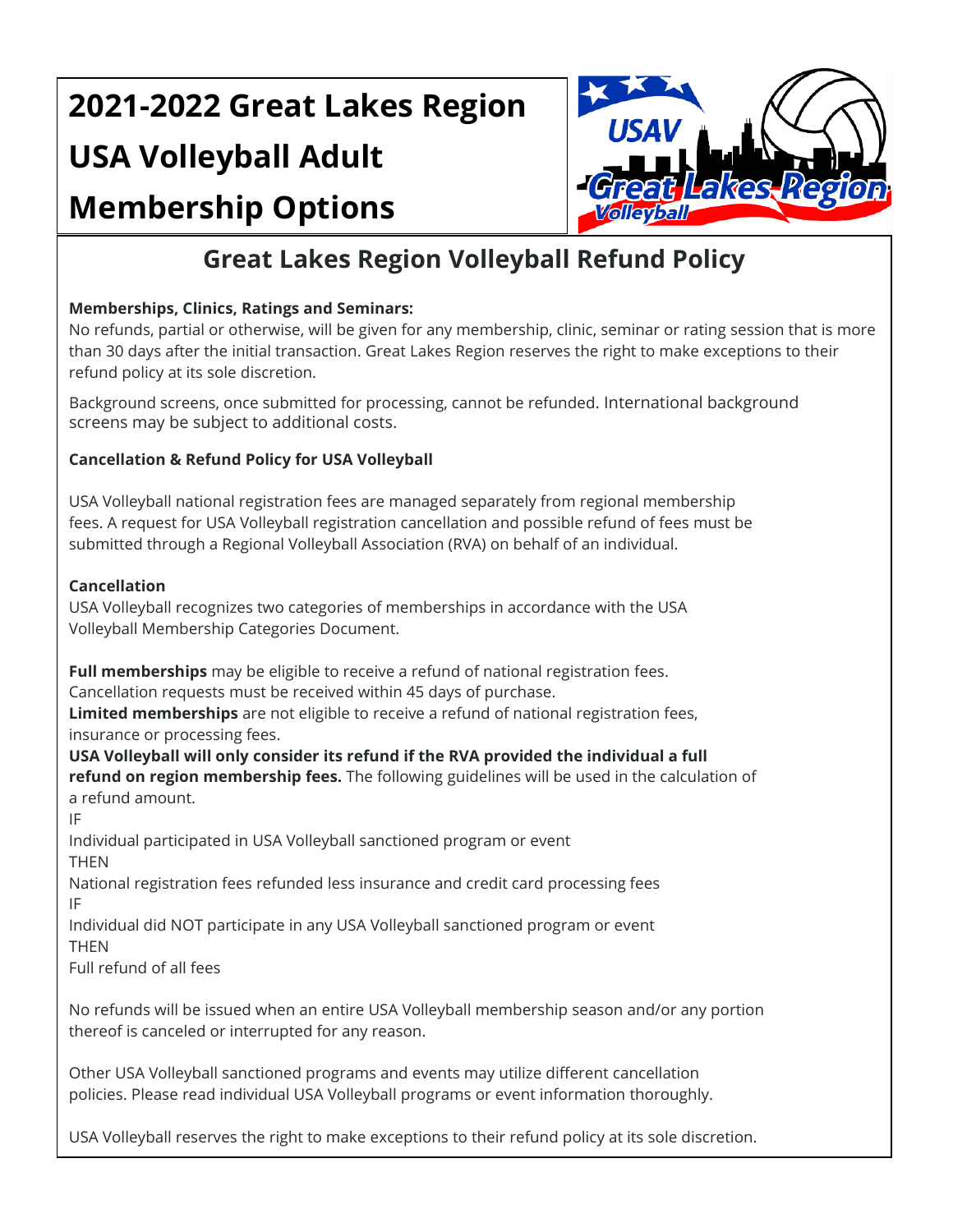# 2021-2022 Great Lakes Region USA Volleyball Adult Membership Options

## Great Lakes Region Volleyball Refund Policy

**Memberships, Clinics, Ratings and Seminars:**
No refunds, partial or otherwise, will be given for any membership, clinic, seminar or rating session that is more than 30 days after the initial transaction. Great Lakes Region reserves the right to make exceptions to their refund policy at its sole discretion.

Background screens, once submitted for processing, cannot be refunded. International background screens may be subject to additional costs.

**Cancellation & Refund Policy for USA Volleyball**

USA Volleyball national registration fees are managed separately from regional membership fees. A request for USA Volleyball registration cancellation and possible refund of fees must be submitted through a Regional Volleyball Association (RVA) on behalf of an individual.

**Cancellation**
USA Volleyball recognizes two categories of memberships in accordance with the USA Volleyball Membership Categories Document.

**Full memberships** may be eligible to receive a refund of national registration fees.
Cancellation requests must be received within 45 days of purchase.
**Limited memberships** are not eligible to receive a refund of national registration fees, insurance or processing fees.
**USA Volleyball will only consider its refund if the RVA provided the individual a full refund on region membership fees.** The following guidelines will be used in the calculation of a refund amount.

IF
Individual participated in USA Volleyball sanctioned program or event
THEN
National registration fees refunded less insurance and credit card processing fees
IF
Individual did NOT participate in any USA Volleyball sanctioned program or event
THEN
Full refund of all fees

No refunds will be issued when an entire USA Volleyball membership season and/or any portion thereof is canceled or interrupted for any reason.

Other USA Volleyball sanctioned programs and events may utilize different cancellation policies. Please read individual USA Volleyball programs or event information thoroughly.

USA Volleyball reserves the right to make exceptions to their refund policy at its sole discretion.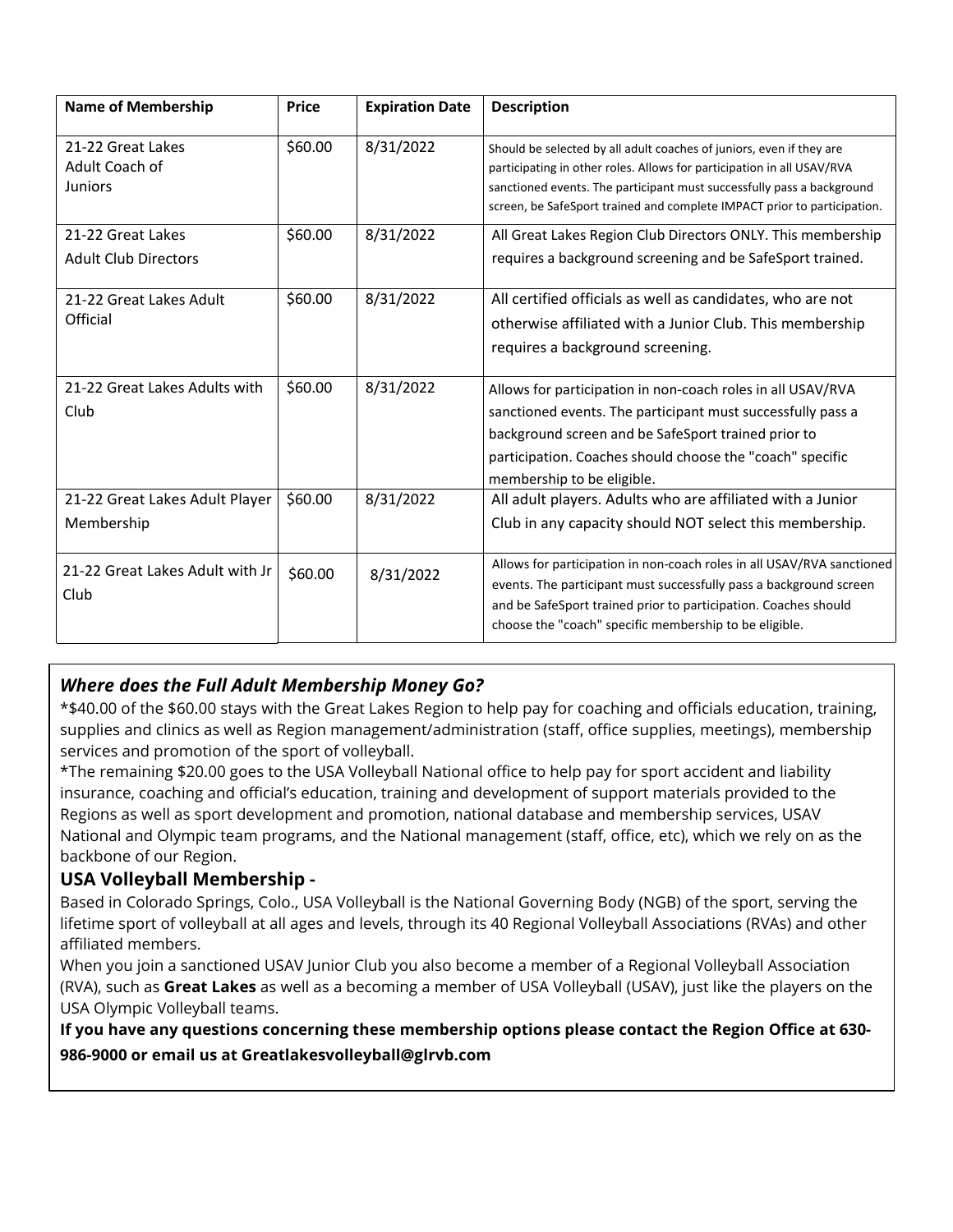| Name of Membership | Price | Expiration Date | Description |
|---|---|---|---|
| 21-22 Great Lakes Adult Coach of Juniors | $60.00 | 8/31/2022 | Should be selected by all adult coaches of juniors, even if they are participating in other roles. Allows for participation in all USAV/RVA sanctioned events. The participant must successfully pass a background screen, be SafeSport trained and complete IMPACT prior to participation. |
| 21-22 Great Lakes Adult Club Directors | $60.00 | 8/31/2022 | All Great Lakes Region Club Directors ONLY. This membership requires a background screening and be SafeSport trained. |
| 21-22 Great Lakes Adult Official | $60.00 | 8/31/2022 | All certified officials as well as candidates, who are not otherwise affiliated with a Junior Club. This membership requires a background screening. |
| 21-22 Great Lakes Adults with Club | $60.00 | 8/31/2022 | Allows for participation in non-coach roles in all USAV/RVA sanctioned events. The participant must successfully pass a background screen and be SafeSport trained prior to participation. Coaches should choose the "coach" specific membership to be eligible. |
| 21-22 Great Lakes Adult Player Membership | $60.00 | 8/31/2022 | All adult players. Adults who are affiliated with a Junior Club in any capacity should NOT select this membership. |
| 21-22 Great Lakes Adult with Jr Club | $60.00 | 8/31/2022 | Allows for participation in non-coach roles in all USAV/RVA sanctioned events. The participant must successfully pass a background screen and be SafeSport trained prior to participation. Coaches should choose the "coach" specific membership to be eligible. |

### *Where does the Full Adult Membership Money Go?*

*$40.00 of the $60.00 stays with the Great Lakes Region to help pay for coaching and officials education, training, supplies and clinics as well as Region management/administration (staff, office supplies, meetings), membership services and promotion of the sport of volleyball.

*The remaining $20.00 goes to the USA Volleyball National office to help pay for sport accident and liability insurance, coaching and official's education, training and development of support materials provided to the Regions as well as sport development and promotion, national database and membership services, USAV National and Olympic team programs, and the National management (staff, office, etc), which we rely on as the backbone of our Region.

### USA Volleyball Membership -

Based in Colorado Springs, Colo., USA Volleyball is the National Governing Body (NGB) of the sport, serving the lifetime sport of volleyball at all ages and levels, through its 40 Regional Volleyball Associations (RVAs) and other affiliated members.

When you join a sanctioned USAV Junior Club you also become a member of a Regional Volleyball Association (RVA), such as **Great Lakes** as well as a becoming a member of USA Volleyball (USAV), just like the players on the USA Olympic Volleyball teams.

**If you have any questions concerning these membership options please contact the Region Office at 630-986-9000 or email us at Greatlakesvolleyball@glrvb.com**